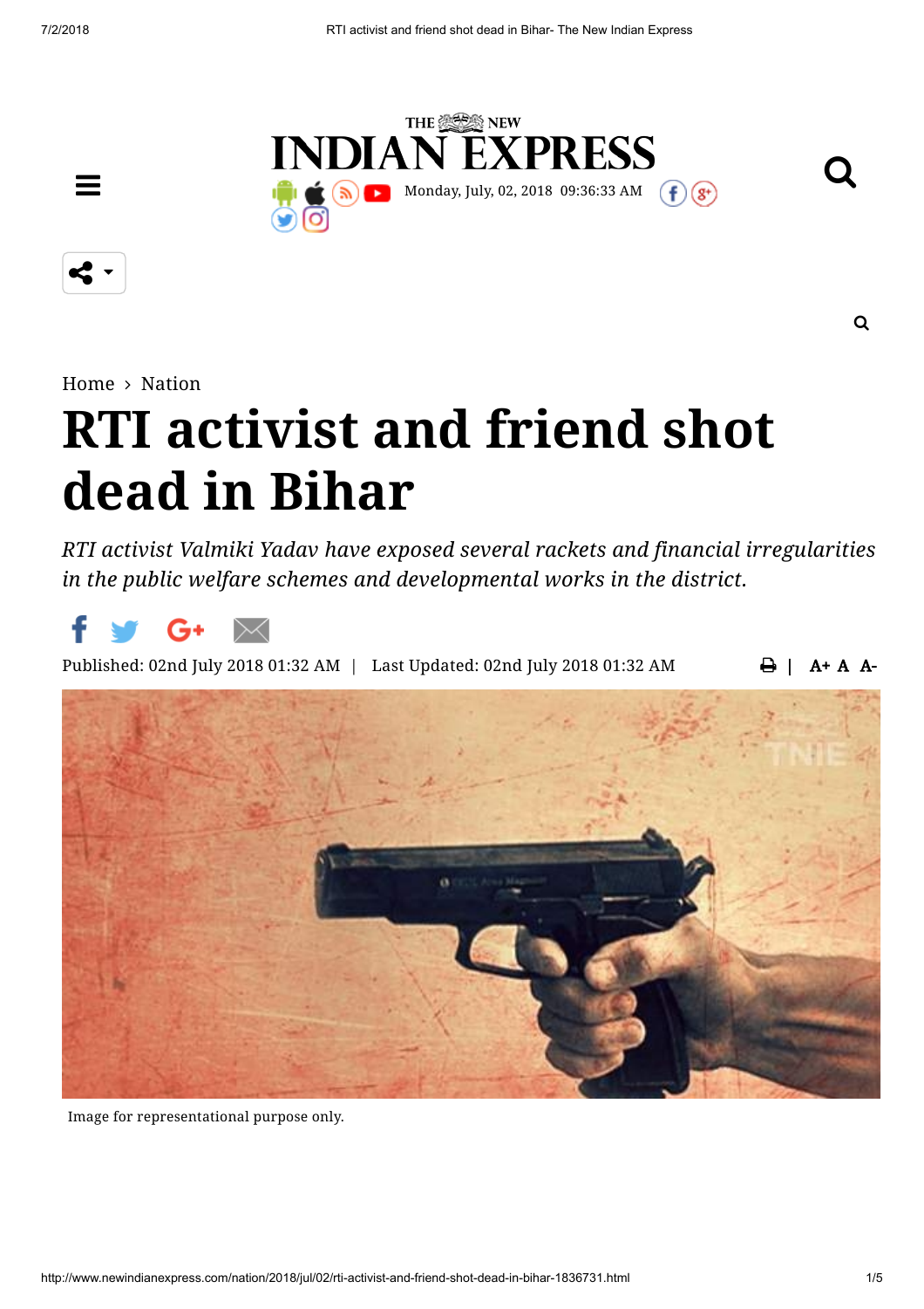Home › Nation

# RTI activist and friend shot dead in Bihar

*RTI activist Valmiki Yadav have exposed several rackets and financial irregularities in the public welfare schemes and developmental works in the district.*

Published: 02nd July 2018 01:32 AM | Last Updated: 02nd July 2018 01:32 AM

Image for representational purpose only.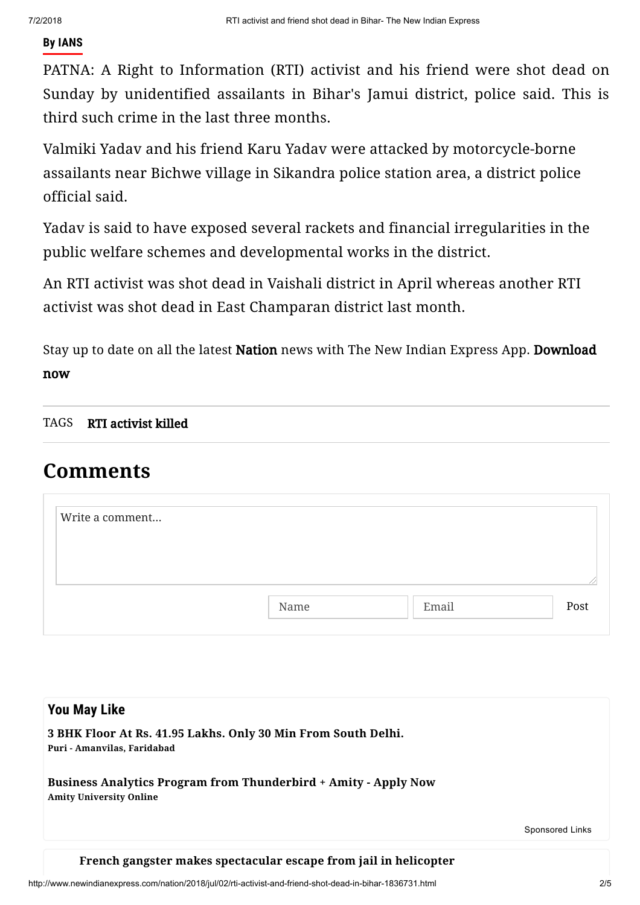**By IANS**

PATNA: A Right to Information (RTI) activist and his friend were shot dead on Sunday by unidentified assailants in Bihar's Jamui district, police said. This is third such crime in the last three months.

Valmiki Yadav and his friend Karu Yadav were attacked by motorcycle-borne assailants near Bichwe village in Sikandra police station area, a district police official said.

Yadav is said to have exposed several rackets and financial irregularities in the public welfare schemes and developmental works in the district.

An RTI activist was shot dead in Vaishali district in April whereas another RTI activist was shot dead in East Champaran district last month.

Stay up to date on all the latest **Nation** news with The New Indian Express App. **Download now**

TAGS **RTI activist killed**

## Comments

Write a comment...

Name | Email | Post

### You May Like

**3 BHK Floor At Rs. 41.95 Lakhs. Only 30 Min From South Delhi.**
**Puri - Amanvilas, Faridabad**

**Business Analytics Program from Thunderbird + Amity - Apply Now**
**Amity University Online**

Sponsored Links

**French gangster makes spectacular escape from jail in helicopter**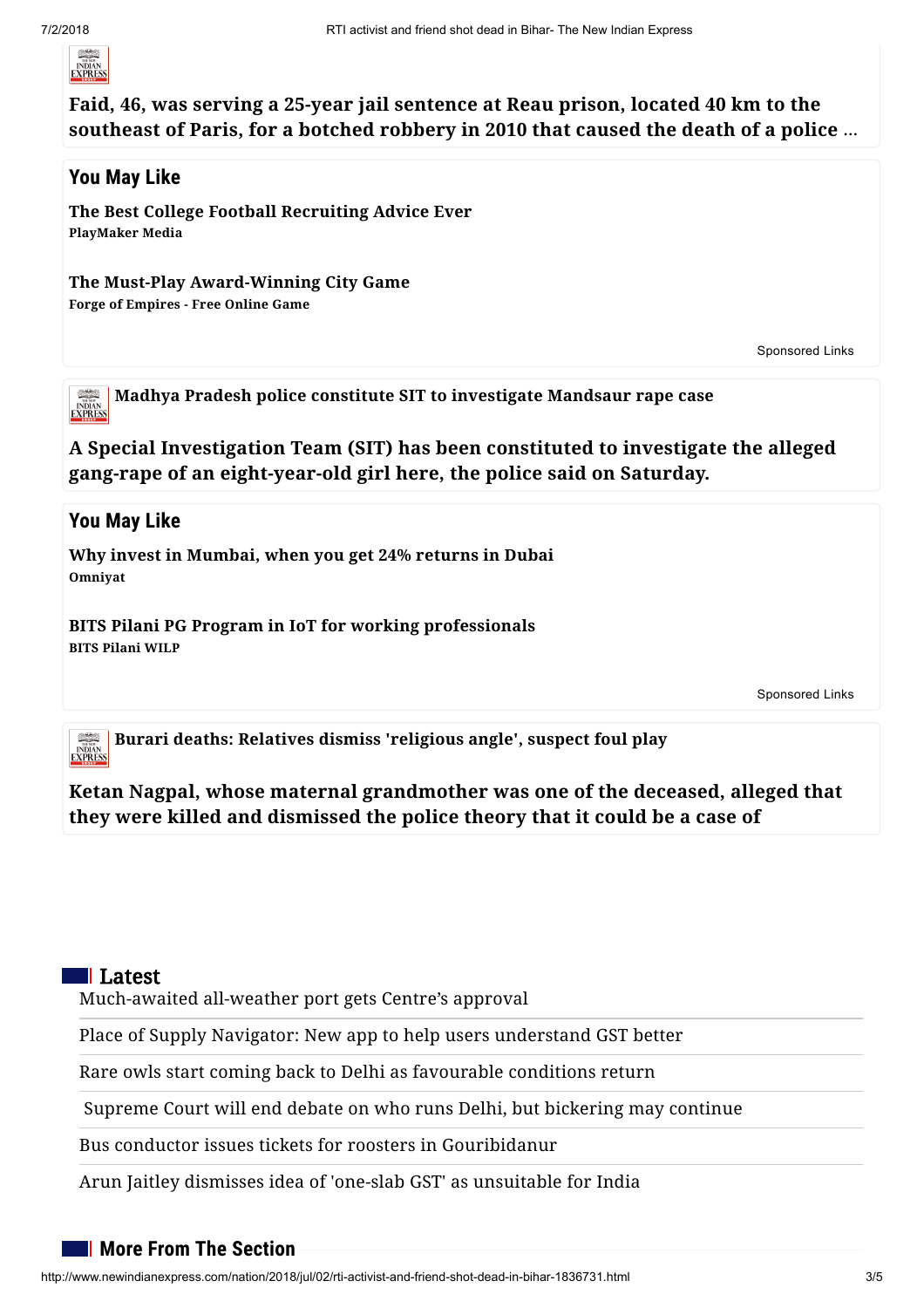**Faid, 46, was serving a 25-year jail sentence at Reau prison, located 40 km to the southeast of Paris, for a botched robbery in 2010 that caused the death of a police ...**

## You May Like

**The Best College Football Recruiting Advice Ever**
**PlayMaker Media**

**The Must-Play Award-Winning City Game**
**Forge of Empires - Free Online Game**

Sponsored Links

**Madhya Pradesh police constitute SIT to investigate Mandsaur rape case**

**A Special Investigation Team (SIT) has been constituted to investigate the alleged gang-rape of an eight-year-old girl here, the police said on Saturday.**

## You May Like

**Why invest in Mumbai, when you get 24% returns in Dubai**
**Omniyat**

**BITS Pilani PG Program in IoT for working professionals**
**BITS Pilani WILP**

Sponsored Links

**Burari deaths: Relatives dismiss 'religious angle', suspect foul play**

**Ketan Nagpal, whose maternal grandmother was one of the deceased, alleged that they were killed and dismissed the police theory that it could be a case of**

## Latest

- Much-awaited all-weather port gets Centre's approval
- Place of Supply Navigator: New app to help users understand GST better
- Rare owls start coming back to Delhi as favourable conditions return
- Supreme Court will end debate on who runs Delhi, but bickering may continue
- Bus conductor issues tickets for roosters in Gouribidanur
- Arun Jaitley dismisses idea of 'one-slab GST' as unsuitable for India

## More From The Section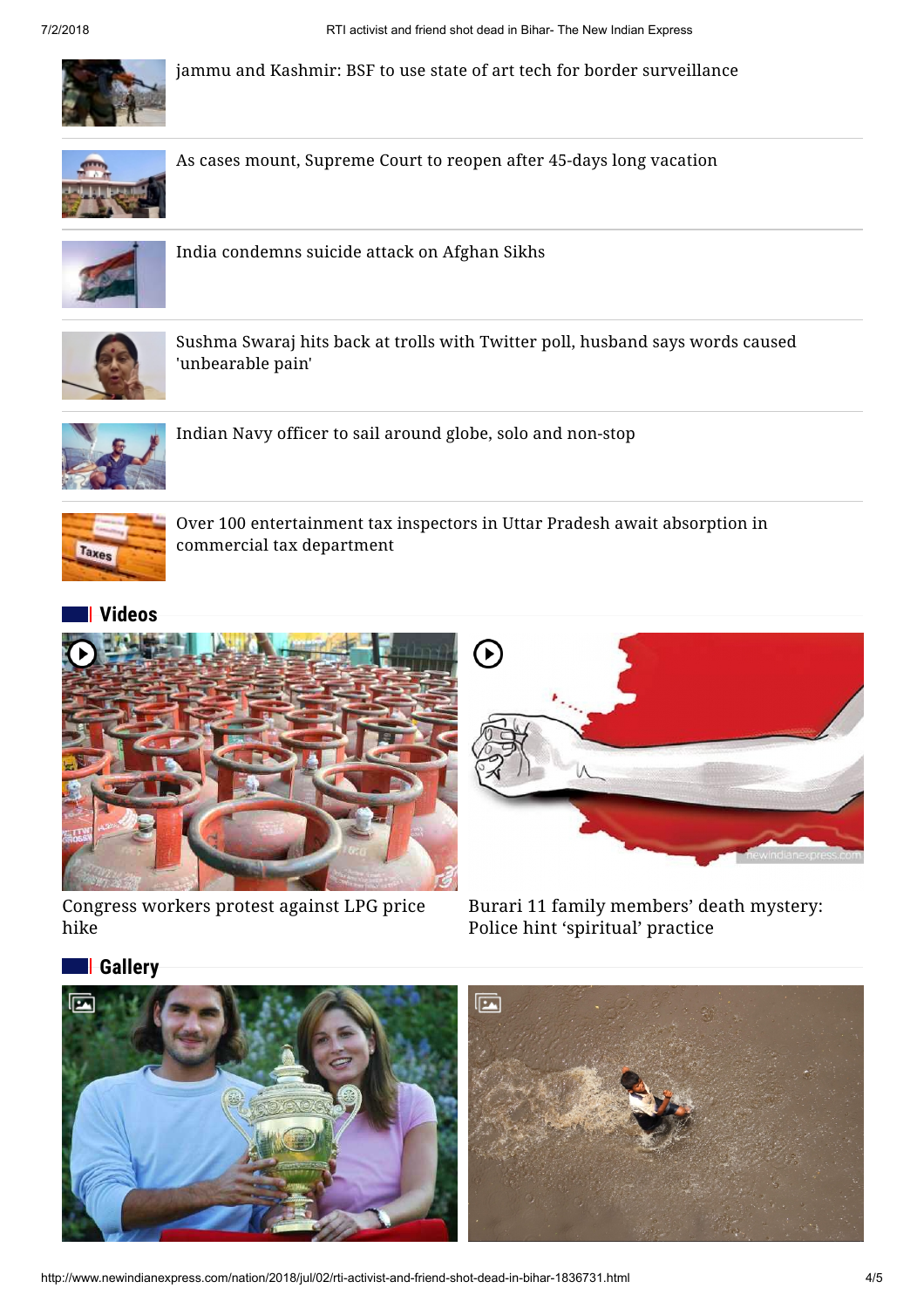- jammu and Kashmir: BSF to use state of art tech for border surveillance
- As cases mount, Supreme Court to reopen after 45-days long vacation
- India condemns suicide attack on Afghan Sikhs
- Sushma Swaraj hits back at trolls with Twitter poll, husband says words caused 'unbearable pain'
- Indian Navy officer to sail around globe, solo and non-stop
- Over 100 entertainment tax inspectors in Uttar Pradesh await absorption in commercial tax department

## Videos

Congress workers protest against LPG price hike

Burari 11 family members' death mystery: Police hint 'spiritual' practice

## Gallery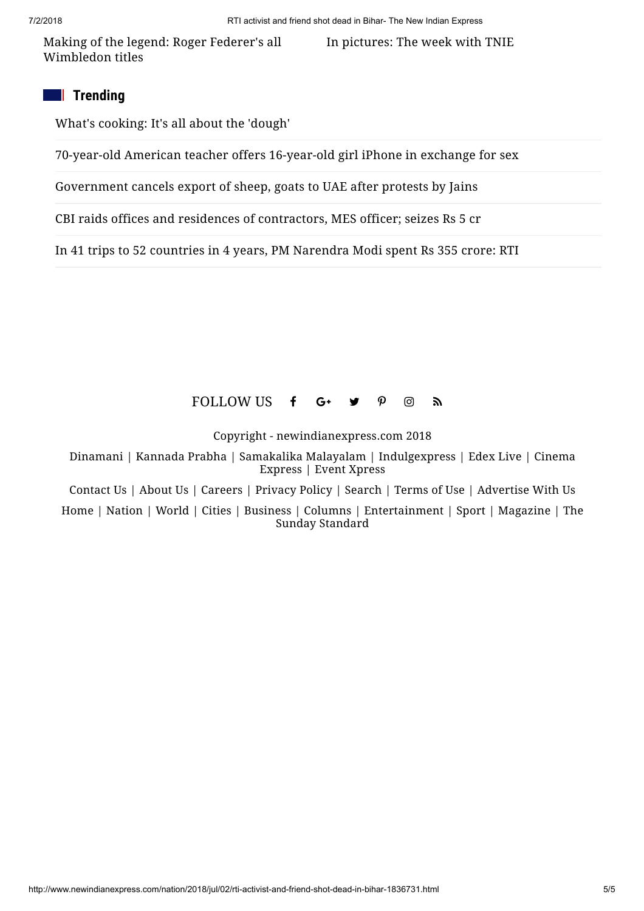Making of the legend: Roger Federer's all Wimbledon titles

In pictures: The week with TNIE

## Trending

What's cooking: It's all about the 'dough'

70-year-old American teacher offers 16-year-old girl iPhone in exchange for sex

Government cancels export of sheep, goats to UAE after protests by Jains

CBI raids offices and residences of contractors, MES officer; seizes Rs 5 cr

In 41 trips to 52 countries in 4 years, PM Narendra Modi spent Rs 355 crore: RTI

FOLLOW US

Copyright - newindianexpress.com 2018

Dinamani | Kannada Prabha | Samakalika Malayalam | Indulgexpress | Edex Live | Cinema Express | Event Xpress

Contact Us | About Us | Careers | Privacy Policy | Search | Terms of Use | Advertise With Us

Home | Nation | World | Cities | Business | Columns | Entertainment | Sport | Magazine | The Sunday Standard